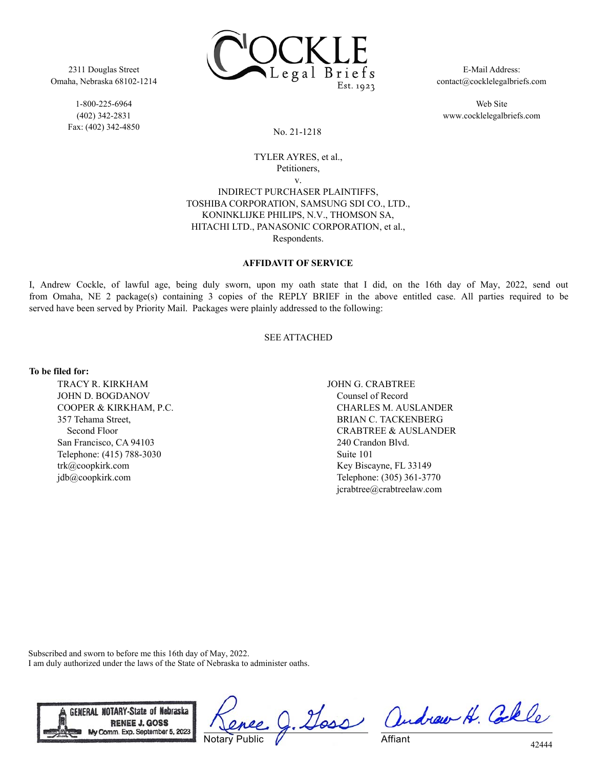2311 Douglas Street
Omaha, Nebraska 68102-1214

1-800-225-6964
(402) 342-2831
Fax: (402) 342-4850

COCKLE Legal Briefs Est. 1923

E-Mail Address:
contact@cocklelegalbriefs.com

Web Site
www.cocklelegalbriefs.com

No. 21-1218

TYLER AYRES, et al.,
Petitioners,
v.
INDIRECT PURCHASER PLAINTIFFS,
TOSHIBA CORPORATION, SAMSUNG SDI CO., LTD.,
KONINKLIJKE PHILIPS, N.V., THOMSON SA,
HITACHI LTD., PANASONIC CORPORATION, et al.,
Respondents.

**AFFIDAVIT OF SERVICE**

I, Andrew Cockle, of lawful age, being duly sworn, upon my oath state that I did, on the 16th day of May, 2022, send out from Omaha, NE 2 package(s) containing 3 copies of the REPLY BRIEF in the above entitled case. All parties required to be served have been served by Priority Mail. Packages were plainly addressed to the following:

SEE ATTACHED

**To be filed for:**

TRACY R. KIRKHAM
JOHN D. BOGDANOV
COOPER & KIRKHAM, P.C.
357 Tehama Street,
Second Floor
San Francisco, CA 94103
Telephone: (415) 788-3030
trk@coopkirk.com
jdb@coopkirk.com

JOHN G. CRABTREE
Counsel of Record
CHARLES M. AUSLANDER
BRIAN C. TACKENBERG
CRABTREE & AUSLANDER
240 Crandon Blvd.
Suite 101
Key Biscayne, FL 33149
Telephone: (305) 361-3770
jcrabtree@crabtreelaw.com

Subscribed and sworn to before me this 16th day of May, 2022.
I am duly authorized under the laws of the State of Nebraska to administer oaths.

GENERAL NOTARY-State of Nebraska
RENEE J. GOSS
My Comm. Exp. September 5, 2023

Renee J. Goss
Notary Public

Andrew H. Cockle
Affiant

42444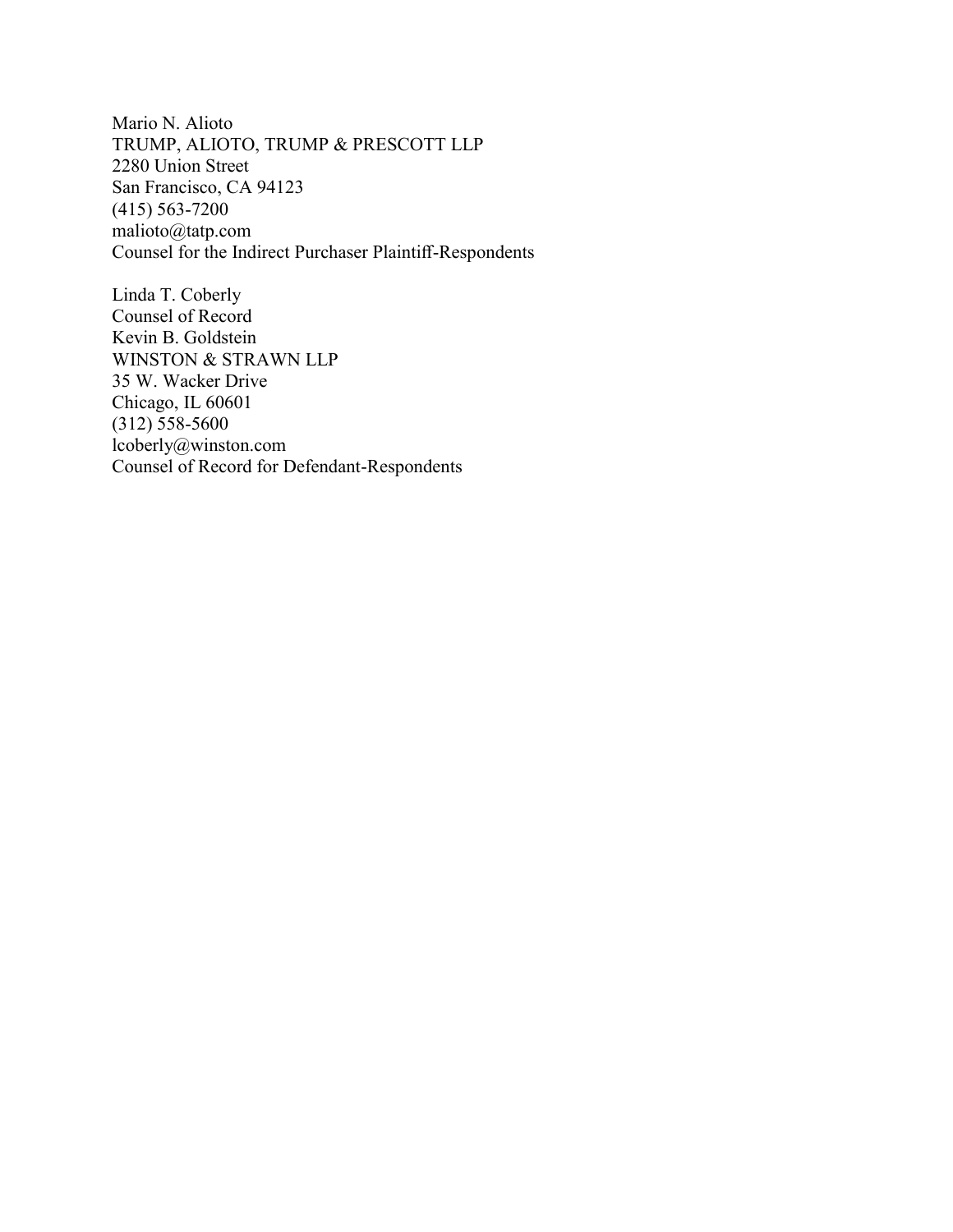Mario N. Alioto
TRUMP, ALIOTO, TRUMP & PRESCOTT LLP
2280 Union Street
San Francisco, CA 94123
(415) 563-7200
malioto@tatp.com
Counsel for the Indirect Purchaser Plaintiff-Respondents

Linda T. Coberly
Counsel of Record
Kevin B. Goldstein
WINSTON & STRAWN LLP
35 W. Wacker Drive
Chicago, IL 60601
(312) 558-5600
lcoberly@winston.com
Counsel of Record for Defendant-Respondents